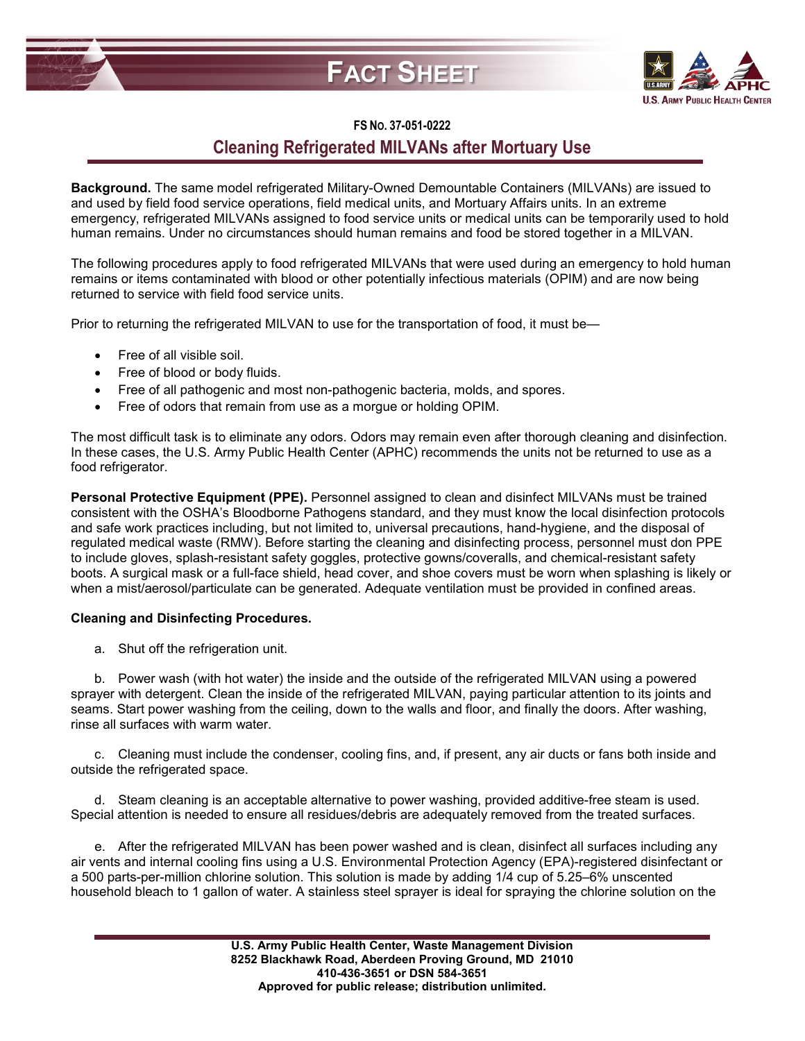# FACT SHEET

**FS NO. 37-051-0222**

## Cleaning Refrigerated MILVANs after Mortuary Use

**Background.** The same model refrigerated Military-Owned Demountable Containers (MILVANs) are issued to and used by field food service operations, field medical units, and Mortuary Affairs units. In an extreme emergency, refrigerated MILVANs assigned to food service units or medical units can be temporarily used to hold human remains. Under no circumstances should human remains and food be stored together in a MILVAN.

The following procedures apply to food refrigerated MILVANs that were used during an emergency to hold human remains or items contaminated with blood or other potentially infectious materials (OPIM) and are now being returned to service with field food service units.

Prior to returning the refrigerated MILVAN to use for the transportation of food, it must be—

- Free of all visible soil.
- Free of blood or body fluids.
- Free of all pathogenic and most non-pathogenic bacteria, molds, and spores.
- Free of odors that remain from use as a morgue or holding OPIM.

The most difficult task is to eliminate any odors. Odors may remain even after thorough cleaning and disinfection. In these cases, the U.S. Army Public Health Center (APHC) recommends the units not be returned to use as a food refrigerator.

**Personal Protective Equipment (PPE).** Personnel assigned to clean and disinfect MILVANs must be trained consistent with the OSHA's Bloodborne Pathogens standard, and they must know the local disinfection protocols and safe work practices including, but not limited to, universal precautions, hand-hygiene, and the disposal of regulated medical waste (RMW). Before starting the cleaning and disinfecting process, personnel must don PPE to include gloves, splash-resistant safety goggles, protective gowns/coveralls, and chemical-resistant safety boots. A surgical mask or a full-face shield, head cover, and shoe covers must be worn when splashing is likely or when a mist/aerosol/particulate can be generated. Adequate ventilation must be provided in confined areas.

**Cleaning and Disinfecting Procedures.**

a. Shut off the refrigeration unit.

b. Power wash (with hot water) the inside and the outside of the refrigerated MILVAN using a powered sprayer with detergent. Clean the inside of the refrigerated MILVAN, paying particular attention to its joints and seams. Start power washing from the ceiling, down to the walls and floor, and finally the doors. After washing, rinse all surfaces with warm water.

c. Cleaning must include the condenser, cooling fins, and, if present, any air ducts or fans both inside and outside the refrigerated space.

d. Steam cleaning is an acceptable alternative to power washing, provided additive-free steam is used. Special attention is needed to ensure all residues/debris are adequately removed from the treated surfaces.

e. After the refrigerated MILVAN has been power washed and is clean, disinfect all surfaces including any air vents and internal cooling fins using a U.S. Environmental Protection Agency (EPA)-registered disinfectant or a 500 parts-per-million chlorine solution. This solution is made by adding 1/4 cup of 5.25–6% unscented household bleach to 1 gallon of water. A stainless steel sprayer is ideal for spraying the chlorine solution on the

**U.S. Army Public Health Center, Waste Management Division**
**8252 Blackhawk Road, Aberdeen Proving Ground, MD 21010**
**410-436-3651 or DSN 584-3651**
**Approved for public release; distribution unlimited.**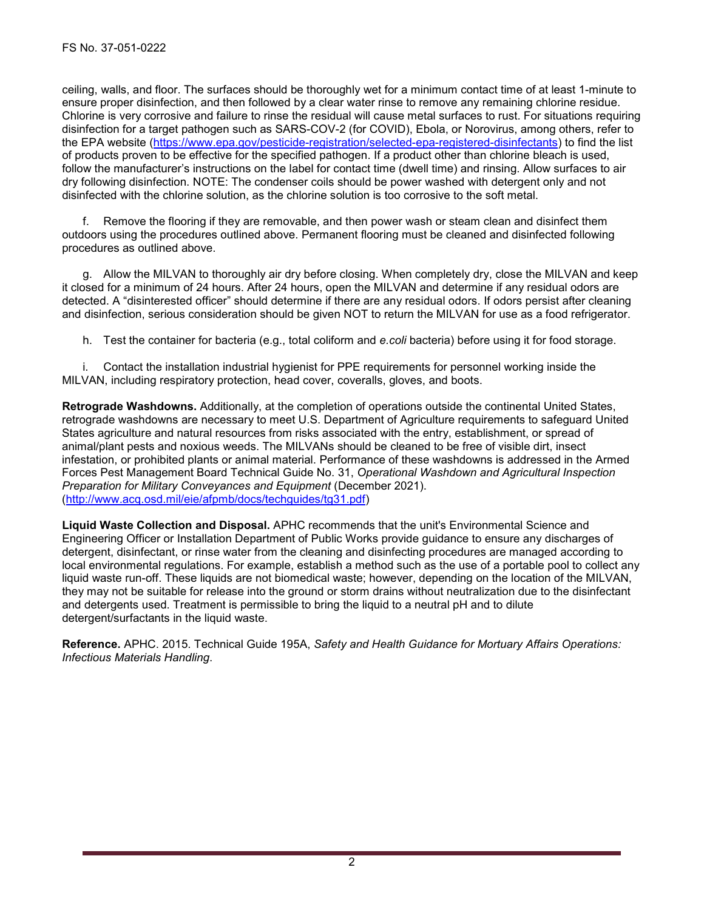ceiling, walls, and floor. The surfaces should be thoroughly wet for a minimum contact time of at least 1-minute to ensure proper disinfection, and then followed by a clear water rinse to remove any remaining chlorine residue. Chlorine is very corrosive and failure to rinse the residual will cause metal surfaces to rust. For situations requiring disinfection for a target pathogen such as SARS-COV-2 (for COVID), Ebola, or Norovirus, among others, refer to the EPA website (https://www.epa.gov/pesticide-registration/selected-epa-registered-disinfectants) to find the list of products proven to be effective for the specified pathogen. If a product other than chlorine bleach is used, follow the manufacturer's instructions on the label for contact time (dwell time) and rinsing. Allow surfaces to air dry following disinfection. NOTE: The condenser coils should be power washed with detergent only and not disinfected with the chlorine solution, as the chlorine solution is too corrosive to the soft metal.

f. Remove the flooring if they are removable, and then power wash or steam clean and disinfect them outdoors using the procedures outlined above. Permanent flooring must be cleaned and disinfected following procedures as outlined above.

g. Allow the MILVAN to thoroughly air dry before closing. When completely dry, close the MILVAN and keep it closed for a minimum of 24 hours. After 24 hours, open the MILVAN and determine if any residual odors are detected. A "disinterested officer" should determine if there are any residual odors. If odors persist after cleaning and disinfection, serious consideration should be given NOT to return the MILVAN for use as a food refrigerator.

h. Test the container for bacteria (e.g., total coliform and *e.coli* bacteria) before using it for food storage.

i. Contact the installation industrial hygienist for PPE requirements for personnel working inside the MILVAN, including respiratory protection, head cover, coveralls, gloves, and boots.

**Retrograde Washdowns.** Additionally, at the completion of operations outside the continental United States, retrograde washdowns are necessary to meet U.S. Department of Agriculture requirements to safeguard United States agriculture and natural resources from risks associated with the entry, establishment, or spread of animal/plant pests and noxious weeds. The MILVANs should be cleaned to be free of visible dirt, insect infestation, or prohibited plants or animal material. Performance of these washdowns is addressed in the Armed Forces Pest Management Board Technical Guide No. 31, *Operational Washdown and Agricultural Inspection Preparation for Military Conveyances and Equipment* (December 2021). (http://www.acq.osd.mil/eie/afpmb/docs/techguides/tg31.pdf)

**Liquid Waste Collection and Disposal.** APHC recommends that the unit's Environmental Science and Engineering Officer or Installation Department of Public Works provide guidance to ensure any discharges of detergent, disinfectant, or rinse water from the cleaning and disinfecting procedures are managed according to local environmental regulations. For example, establish a method such as the use of a portable pool to collect any liquid waste run-off. These liquids are not biomedical waste; however, depending on the location of the MILVAN, they may not be suitable for release into the ground or storm drains without neutralization due to the disinfectant and detergents used. Treatment is permissible to bring the liquid to a neutral pH and to dilute detergent/surfactants in the liquid waste.

**Reference.** APHC. 2015. Technical Guide 195A, *Safety and Health Guidance for Mortuary Affairs Operations: Infectious Materials Handling*.